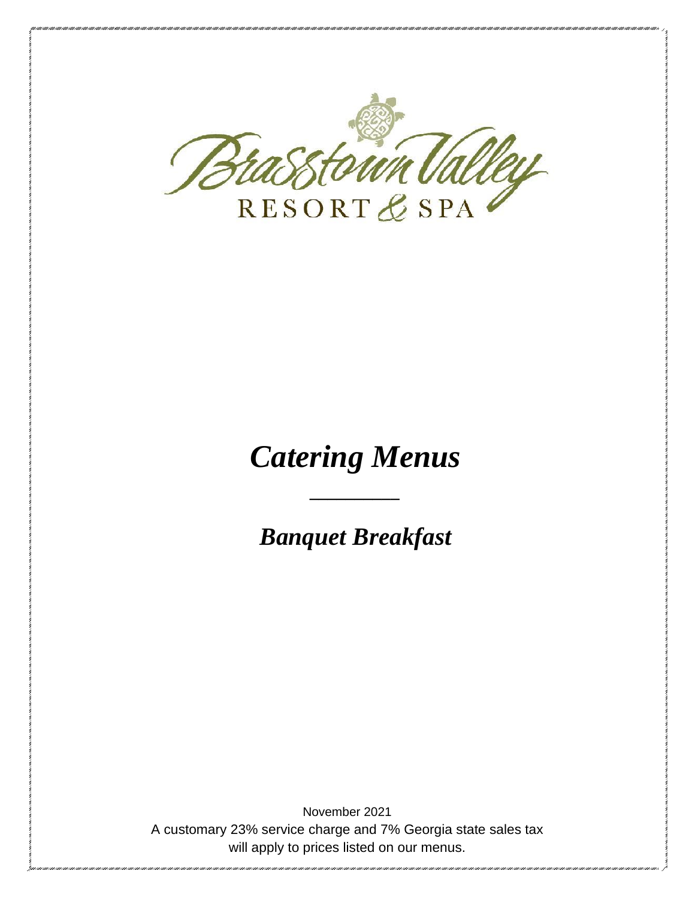Brasstown Valley

RESORT & SPA

# *Catering Menus*

## *Banquet Breakfast*

November 2021

A customary 23% service charge and 7% Georgia state sales tax will apply to prices listed on our menus.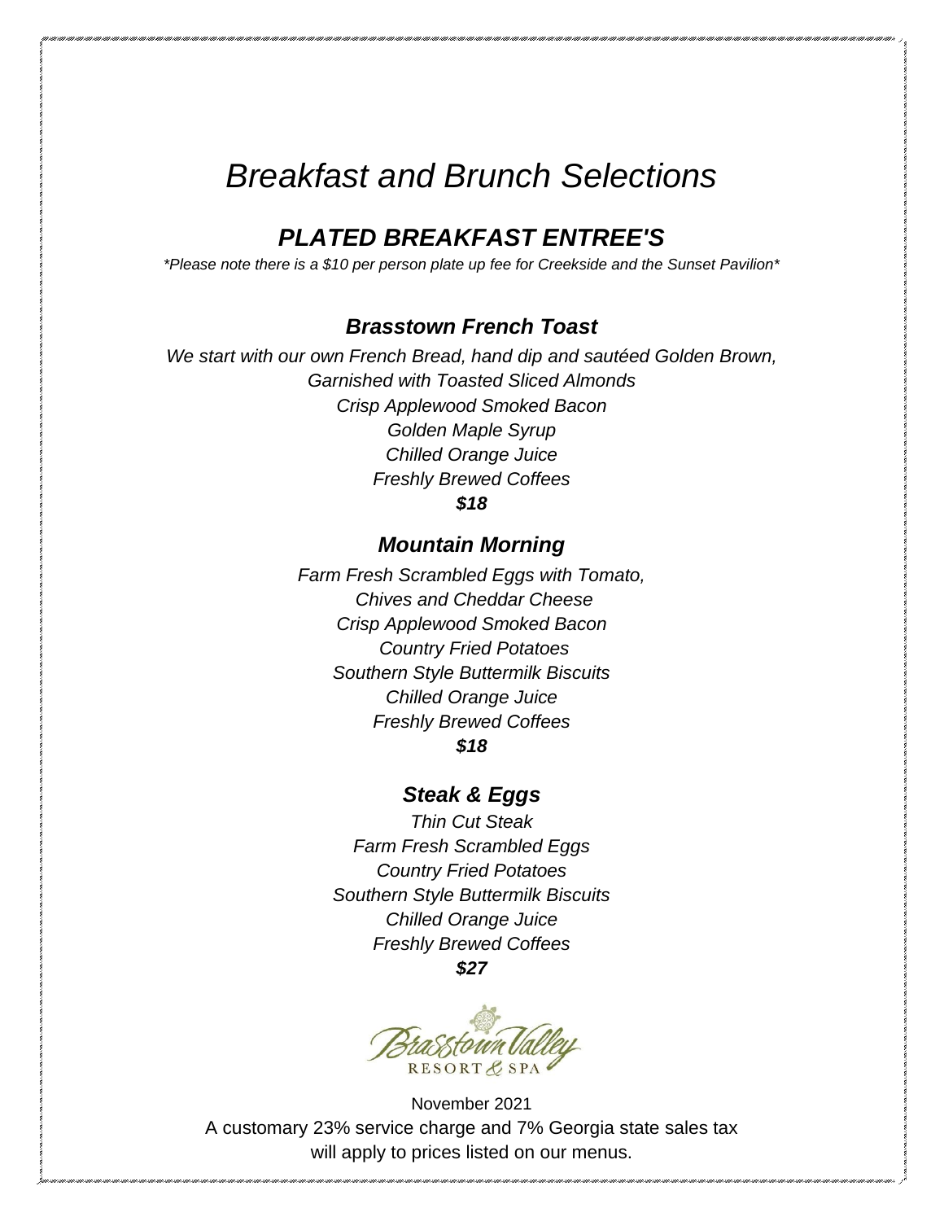# *Breakfast and Brunch Selections*

## ***PLATED BREAKFAST ENTREE'S***

*\*Please note there is a $10 per person plate up fee for Creekside and the Sunset Pavilion\**

### ***Brasstown French Toast***

*We start with our own French Bread, hand dip and sautéed Golden Brown,*
*Garnished with Toasted Sliced Almonds*
*Crisp Applewood Smoked Bacon*
*Golden Maple Syrup*
*Chilled Orange Juice*
*Freshly Brewed Coffees*
***$18***

### ***Mountain Morning***

*Farm Fresh Scrambled Eggs with Tomato,*
*Chives and Cheddar Cheese*
*Crisp Applewood Smoked Bacon*
*Country Fried Potatoes*
*Southern Style Buttermilk Biscuits*
*Chilled Orange Juice*
*Freshly Brewed Coffees*
***$18***

### ***Steak & Eggs***

*Thin Cut Steak*
*Farm Fresh Scrambled Eggs*
*Country Fried Potatoes*
*Southern Style Buttermilk Biscuits*
*Chilled Orange Juice*
*Freshly Brewed Coffees*
***$27***

Brasstown Valley RESORT & SPA

November 2021
A customary 23% service charge and 7% Georgia state sales tax
will apply to prices listed on our menus.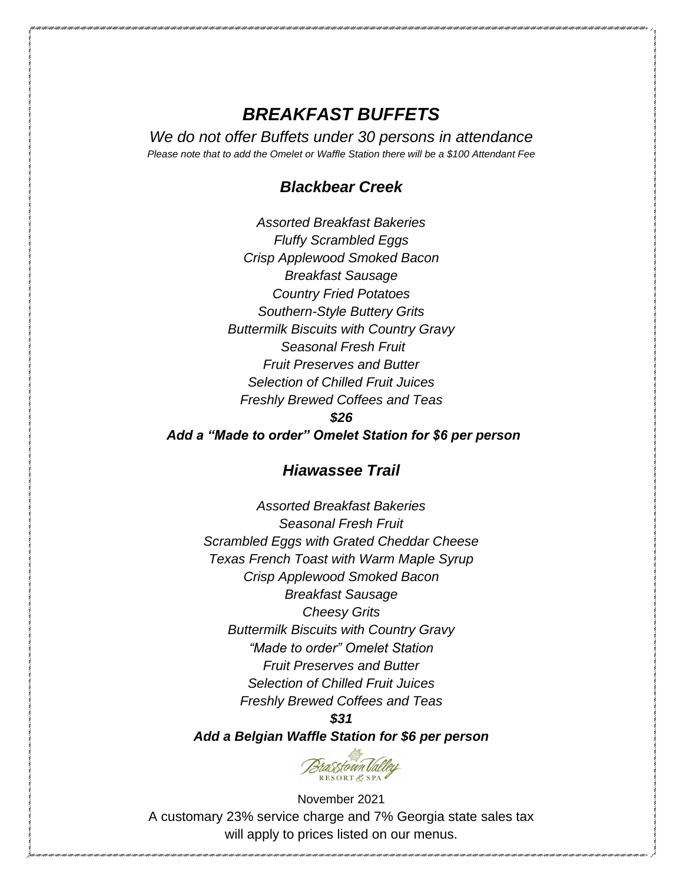# *BREAKFAST BUFFETS*

*We do not offer Buffets under 30 persons in attendance*

*Please note that to add the Omelet or Waffle Station there will be a $100 Attendant Fee*

## *Blackbear Creek*

*Assorted Breakfast Bakeries*
*Fluffy Scrambled Eggs*
*Crisp Applewood Smoked Bacon*
*Breakfast Sausage*
*Country Fried Potatoes*
*Southern-Style Buttery Grits*
*Buttermilk Biscuits with Country Gravy*
*Seasonal Fresh Fruit*
*Fruit Preserves and Butter*
*Selection of Chilled Fruit Juices*
*Freshly Brewed Coffees and Teas*

***$26***

***Add a "Made to order" Omelet Station for $6 per person***

## *Hiawassee Trail*

*Assorted Breakfast Bakeries*
*Seasonal Fresh Fruit*
*Scrambled Eggs with Grated Cheddar Cheese*
*Texas French Toast with Warm Maple Syrup*
*Crisp Applewood Smoked Bacon*
*Breakfast Sausage*
*Cheesy Grits*
*Buttermilk Biscuits with Country Gravy*
*"Made to order" Omelet Station*
*Fruit Preserves and Butter*
*Selection of Chilled Fruit Juices*
*Freshly Brewed Coffees and Teas*

***$31***

***Add a Belgian Waffle Station for $6 per person***

Brasstown Valley RESORT & SPA

November 2021

A customary 23% service charge and 7% Georgia state sales tax will apply to prices listed on our menus.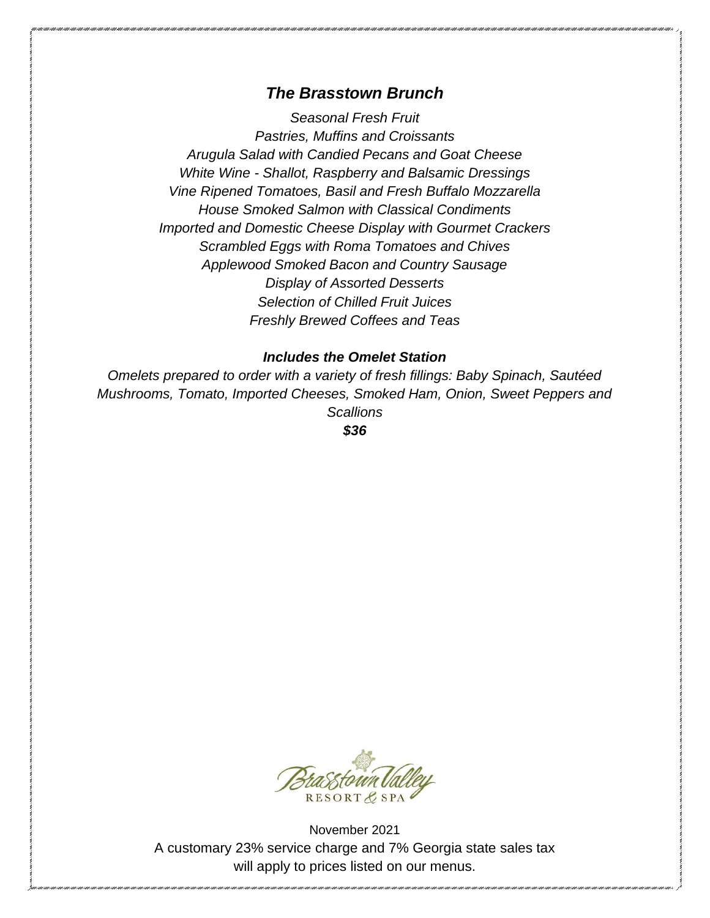## *The Brasstown Brunch*

*Seasonal Fresh Fruit*
*Pastries, Muffins and Croissants*
*Arugula Salad with Candied Pecans and Goat Cheese*
*White Wine - Shallot, Raspberry and Balsamic Dressings*
*Vine Ripened Tomatoes, Basil and Fresh Buffalo Mozzarella*
*House Smoked Salmon with Classical Condiments*
*Imported and Domestic Cheese Display with Gourmet Crackers*
*Scrambled Eggs with Roma Tomatoes and Chives*
*Applewood Smoked Bacon and Country Sausage*
*Display of Assorted Desserts*
*Selection of Chilled Fruit Juices*
*Freshly Brewed Coffees and Teas*

***Includes the Omelet Station***

*Omelets prepared to order with a variety of fresh fillings: Baby Spinach, Sautéed Mushrooms, Tomato, Imported Cheeses, Smoked Ham, Onion, Sweet Peppers and Scallions*

***$36***

Brasstown Valley RESORT & SPA

November 2021
A customary 23% service charge and 7% Georgia state sales tax will apply to prices listed on our menus.